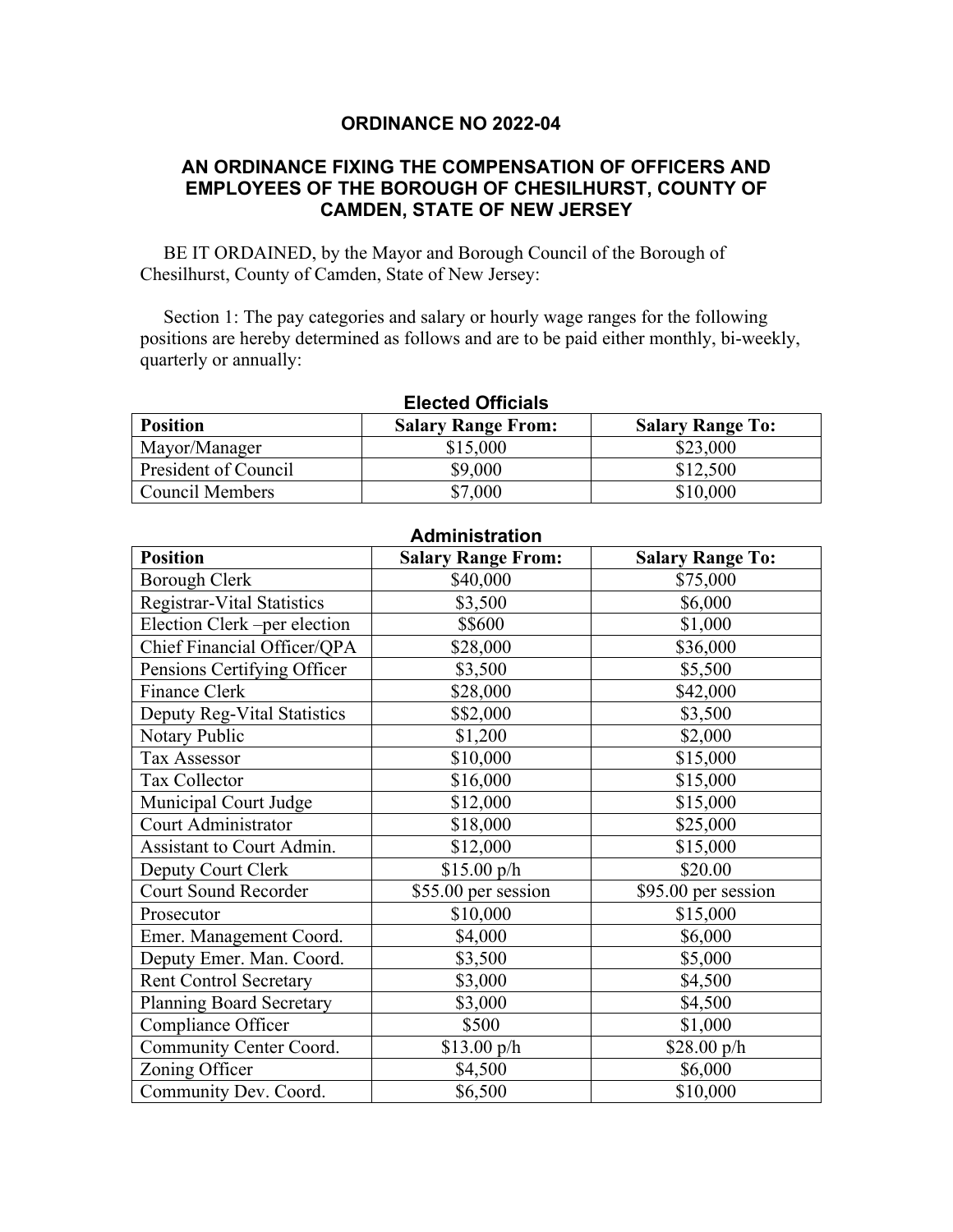**ORDINANCE NO 2022-04**

**AN ORDINANCE FIXING THE COMPENSATION OF OFFICERS AND EMPLOYEES OF THE BOROUGH OF CHESILHURST, COUNTY OF CAMDEN, STATE OF NEW JERSEY**

BE IT ORDAINED, by the Mayor and Borough Council of the Borough of Chesilhurst, County of Camden, State of New Jersey:

Section 1: The pay categories and salary or hourly wage ranges for the following positions are hereby determined as follows and are to be paid either monthly, bi-weekly, quarterly or annually:

**Elected Officials**

| Position | Salary Range From: | Salary Range To: |
|---|---|---|
| Mayor/Manager | $15,000 | $23,000 |
| President of Council | $9,000 | $12,500 |
| Council Members | $7,000 | $10,000 |

**Administration**

| Position | Salary Range From: | Salary Range To: |
|---|---|---|
| Borough Clerk | $40,000 | $75,000 |
| Registrar-Vital Statistics | $3,500 | $6,000 |
| Election Clerk –per election | $$600 | $1,000 |
| Chief Financial Officer/QPA | $28,000 | $36,000 |
| Pensions Certifying Officer | $3,500 | $5,500 |
| Finance Clerk | $28,000 | $42,000 |
| Deputy Reg-Vital Statistics | $$2,000 | $3,500 |
| Notary Public | $1,200 | $2,000 |
| Tax Assessor | $10,000 | $15,000 |
| Tax Collector | $16,000 | $15,000 |
| Municipal Court Judge | $12,000 | $15,000 |
| Court Administrator | $18,000 | $25,000 |
| Assistant to Court Admin. | $12,000 | $15,000 |
| Deputy Court Clerk | $15.00 p/h | $20.00 |
| Court Sound Recorder | $55.00 per session | $95.00 per session |
| Prosecutor | $10,000 | $15,000 |
| Emer. Management Coord. | $4,000 | $6,000 |
| Deputy Emer. Man. Coord. | $3,500 | $5,000 |
| Rent Control Secretary | $3,000 | $4,500 |
| Planning Board Secretary | $3,000 | $4,500 |
| Compliance Officer | $500 | $1,000 |
| Community Center Coord. | $13.00 p/h | $28.00 p/h |
| Zoning Officer | $4,500 | $6,000 |
| Community Dev. Coord. | $6,500 | $10,000 |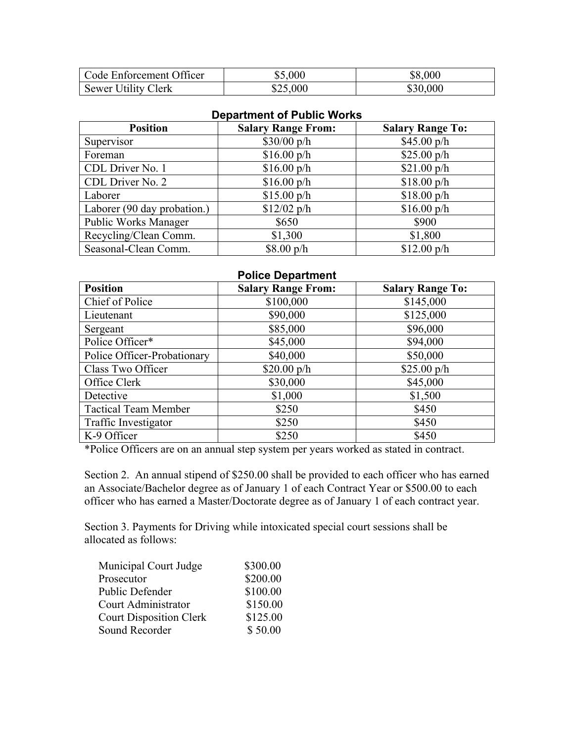| Code Enforcement Officer | $5,000 | $8,000 |
|---|---|---|
| Sewer Utility Clerk | $25,000 | $30,000 |

### Department of Public Works

| Position | Salary Range From: | Salary Range To: |
|---|---|---|
| Supervisor | $30/00 p/h | $45.00 p/h |
| Foreman | $16.00 p/h | $25.00 p/h |
| CDL Driver No. 1 | $16.00 p/h | $21.00 p/h |
| CDL Driver No. 2 | $16.00 p/h | $18.00 p/h |
| Laborer | $15.00 p/h | $18.00 p/h |
| Laborer (90 day probation.) | $12/02 p/h | $16.00 p/h |
| Public Works Manager | $650 | $900 |
| Recycling/Clean Comm. | $1,300 | $1,800 |
| Seasonal-Clean Comm. | $8.00 p/h | $12.00 p/h |

### Police Department

| Position | Salary Range From: | Salary Range To: |
|---|---|---|
| Chief of Police | $100,000 | $145,000 |
| Lieutenant | $90,000 | $125,000 |
| Sergeant | $85,000 | $96,000 |
| Police Officer* | $45,000 | $94,000 |
| Police Officer-Probationary | $40,000 | $50,000 |
| Class Two Officer | $20.00 p/h | $25.00 p/h |
| Office Clerk | $30,000 | $45,000 |
| Detective | $1,000 | $1,500 |
| Tactical Team Member | $250 | $450 |
| Traffic Investigator | $250 | $450 |
| K-9 Officer | $250 | $450 |

*Police Officers are on an annual step system per years worked as stated in contract.

Section 2. An annual stipend of $250.00 shall be provided to each officer who has earned an Associate/Bachelor degree as of January 1 of each Contract Year or $500.00 to each officer who has earned a Master/Doctorate degree as of January 1 of each contract year.

Section 3. Payments for Driving while intoxicated special court sessions shall be allocated as follows:

| | |
|---|---|
| Municipal Court Judge | $300.00 |
| Prosecutor | $200.00 |
| Public Defender | $100.00 |
| Court Administrator | $150.00 |
| Court Disposition Clerk | $125.00 |
| Sound Recorder | $ 50.00 |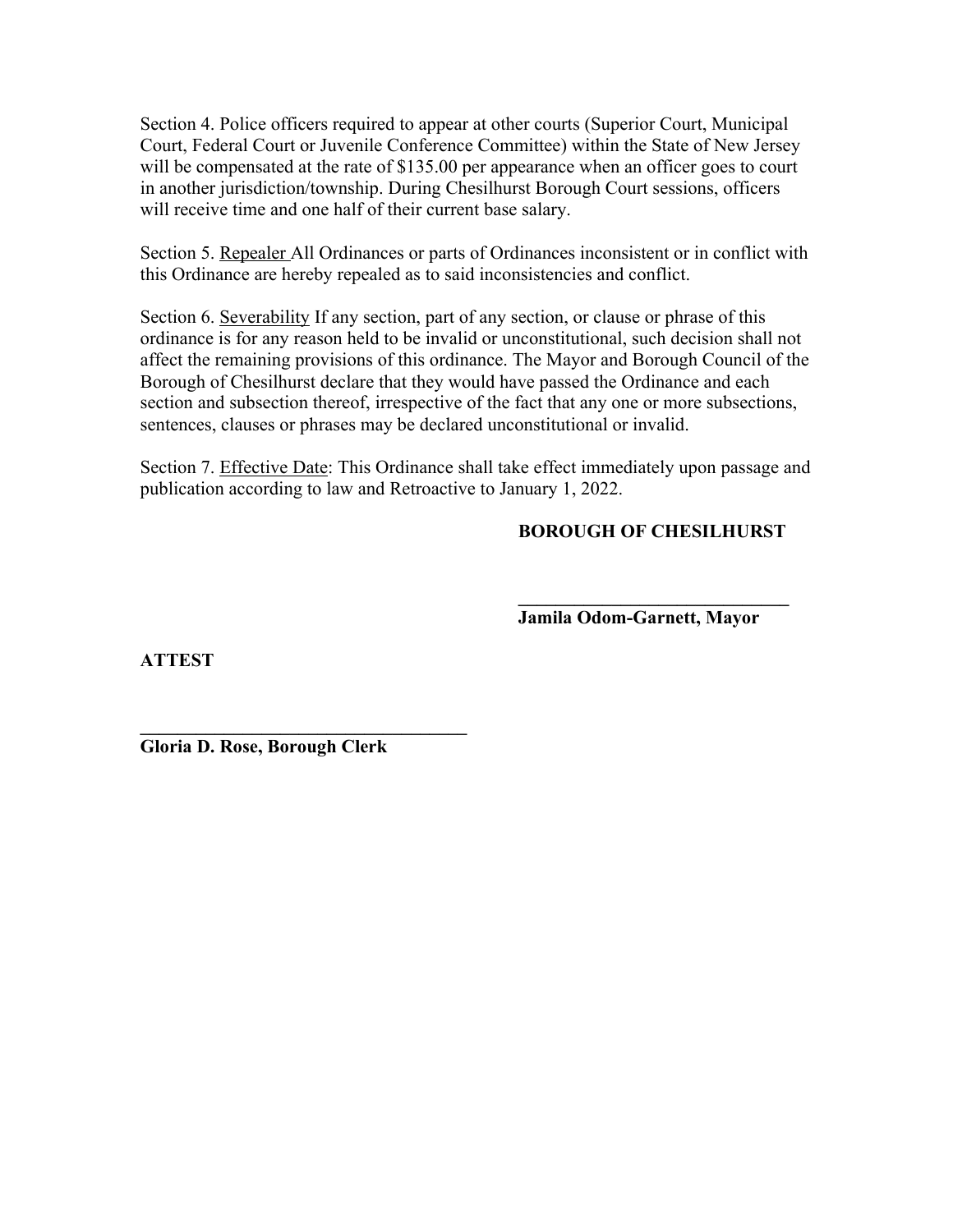Section 4. Police officers required to appear at other courts (Superior Court, Municipal Court, Federal Court or Juvenile Conference Committee) within the State of New Jersey will be compensated at the rate of $135.00 per appearance when an officer goes to court in another jurisdiction/township. During Chesilhurst Borough Court sessions, officers will receive time and one half of their current base salary.

Section 5. Repealer All Ordinances or parts of Ordinances inconsistent or in conflict with this Ordinance are hereby repealed as to said inconsistencies and conflict.

Section 6. Severability If any section, part of any section, or clause or phrase of this ordinance is for any reason held to be invalid or unconstitutional, such decision shall not affect the remaining provisions of this ordinance. The Mayor and Borough Council of the Borough of Chesilhurst declare that they would have passed the Ordinance and each section and subsection thereof, irrespective of the fact that any one or more subsections, sentences, clauses or phrases may be declared unconstitutional or invalid.

Section 7. Effective Date: This Ordinance shall take effect immediately upon passage and publication according to law and Retroactive to January 1, 2022.

**BOROUGH OF CHESILHURST**

______________________________

**Jamila Odom-Garnett, Mayor**

**ATTEST**

____________________________________

**Gloria D. Rose, Borough Clerk**